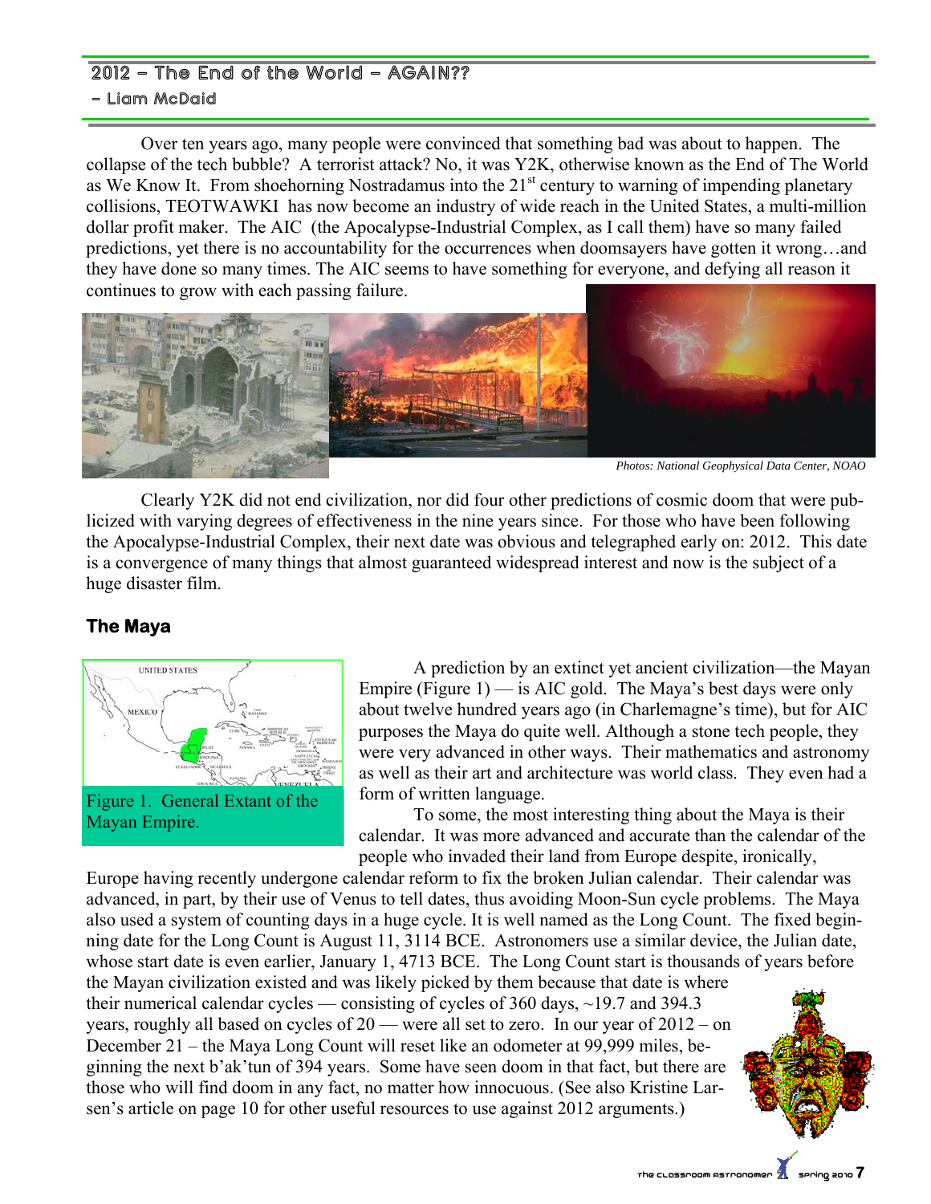# 2012 – The End of the World – AGAIN??

– Liam McDaid

Over ten years ago, many people were convinced that something bad was about to happen. The collapse of the tech bubble? A terrorist attack? No, it was Y2K, otherwise known as the End of The World as We Know It. From shoehorning Nostradamus into the 21st century to warning of impending planetary collisions, TEOTWAWKI has now become an industry of wide reach in the United States, a multi-million dollar profit maker. The AIC (the Apocalypse-Industrial Complex, as I call them) have so many failed predictions, yet there is no accountability for the occurrences when doomsayers have gotten it wrong…and they have done so many times. The AIC seems to have something for everyone, and defying all reason it continues to grow with each passing failure.

*Photos: National Geophysical Data Center, NOAO*

Clearly Y2K did not end civilization, nor did four other predictions of cosmic doom that were publicized with varying degrees of effectiveness in the nine years since. For those who have been following the Apocalypse-Industrial Complex, their next date was obvious and telegraphed early on: 2012. This date is a convergence of many things that almost guaranteed widespread interest and now is the subject of a huge disaster film.

## The Maya

Figure 1. General Extant of the Mayan Empire.

A prediction by an extinct yet ancient civilization—the Mayan Empire (Figure 1) — is AIC gold. The Maya's best days were only about twelve hundred years ago (in Charlemagne's time), but for AIC purposes the Maya do quite well. Although a stone tech people, they were very advanced in other ways. Their mathematics and astronomy as well as their art and architecture was world class. They even had a form of written language.

To some, the most interesting thing about the Maya is their calendar. It was more advanced and accurate than the calendar of the people who invaded their land from Europe despite, ironically, Europe having recently undergone calendar reform to fix the broken Julian calendar. Their calendar was advanced, in part, by their use of Venus to tell dates, thus avoiding Moon-Sun cycle problems. The Maya also used a system of counting days in a huge cycle. It is well named as the Long Count. The fixed beginning date for the Long Count is August 11, 3114 BCE. Astronomers use a similar device, the Julian date, whose start date is even earlier, January 1, 4713 BCE. The Long Count start is thousands of years before the Mayan civilization existed and was likely picked by them because that date is where their numerical calendar cycles — consisting of cycles of 360 days, ~19.7 and 394.3 years, roughly all based on cycles of 20 — were all set to zero. In our year of 2012 – on December 21 – the Maya Long Count will reset like an odometer at 99,999 miles, beginning the next b'ak'tun of 394 years. Some have seen doom in that fact, but there are those who will find doom in any fact, no matter how innocuous. (See also Kristine Larsen's article on page 10 for other useful resources to use against 2012 arguments.)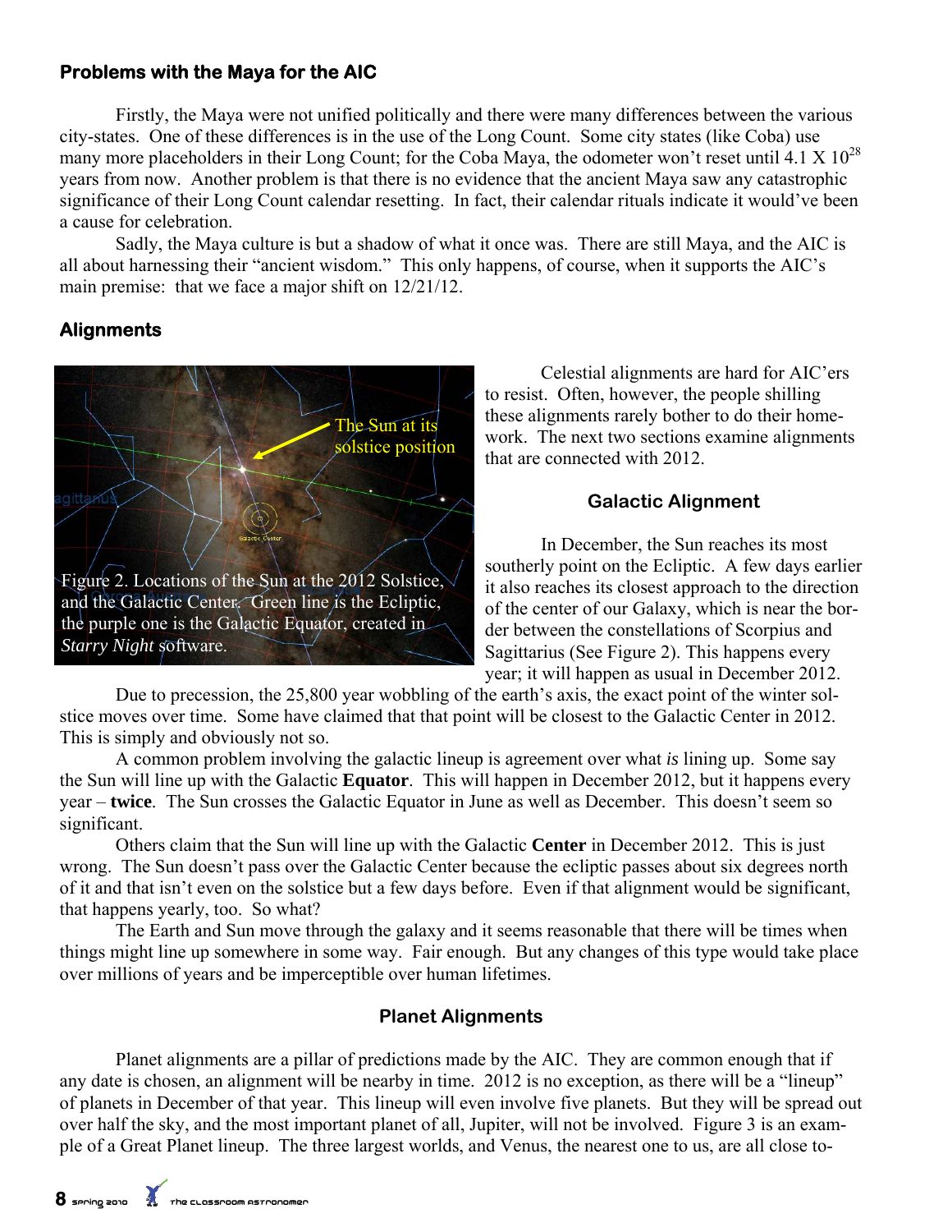### Problems with the Maya for the AIC

Firstly, the Maya were not unified politically and there were many differences between the various city-states. One of these differences is in the use of the Long Count. Some city states (like Coba) use many more placeholders in their Long Count; for the Coba Maya, the odometer won't reset until $4.1 \times 10^{28}$ years from now. Another problem is that there is no evidence that the ancient Maya saw any catastrophic significance of their Long Count calendar resetting. In fact, their calendar rituals indicate it would've been a cause for celebration.

Sadly, the Maya culture is but a shadow of what it once was. There are still Maya, and the AIC is all about harnessing their "ancient wisdom." This only happens, of course, when it supports the AIC's main premise: that we face a major shift on 12/21/12.

### Alignments

Figure 2. Locations of the Sun at the 2012 Solstice, and the Galactic Center. Green line is the Ecliptic, the purple one is the Galactic Equator, created in *Starry Night* software.

Celestial alignments are hard for AIC'ers to resist. Often, however, the people shilling these alignments rarely bother to do their homework. The next two sections examine alignments that are connected with 2012.

#### Galactic Alignment

In December, the Sun reaches its most southerly point on the Ecliptic. A few days earlier it also reaches its closest approach to the direction of the center of our Galaxy, which is near the border between the constellations of Scorpius and Sagittarius (See Figure 2). This happens every year; it will happen as usual in December 2012.

Due to precession, the 25,800 year wobbling of the earth's axis, the exact point of the winter solstice moves over time. Some have claimed that that point will be closest to the Galactic Center in 2012. This is simply and obviously not so.

A common problem involving the galactic lineup is agreement over what *is* lining up. Some say the Sun will line up with the Galactic **Equator**. This will happen in December 2012, but it happens every year – **twice**. The Sun crosses the Galactic Equator in June as well as December. This doesn't seem so significant.

Others claim that the Sun will line up with the Galactic **Center** in December 2012. This is just wrong. The Sun doesn't pass over the Galactic Center because the ecliptic passes about six degrees north of it and that isn't even on the solstice but a few days before. Even if that alignment would be significant, that happens yearly, too. So what?

The Earth and Sun move through the galaxy and it seems reasonable that there will be times when things might line up somewhere in some way. Fair enough. But any changes of this type would take place over millions of years and be imperceptible over human lifetimes.

#### Planet Alignments

Planet alignments are a pillar of predictions made by the AIC. They are common enough that if any date is chosen, an alignment will be nearby in time. 2012 is no exception, as there will be a "lineup" of planets in December of that year. This lineup will even involve five planets. But they will be spread out over half the sky, and the most important planet of all, Jupiter, will not be involved. Figure 3 is an example of a Great Planet lineup. The three largest worlds, and Venus, the nearest one to us, are all close to-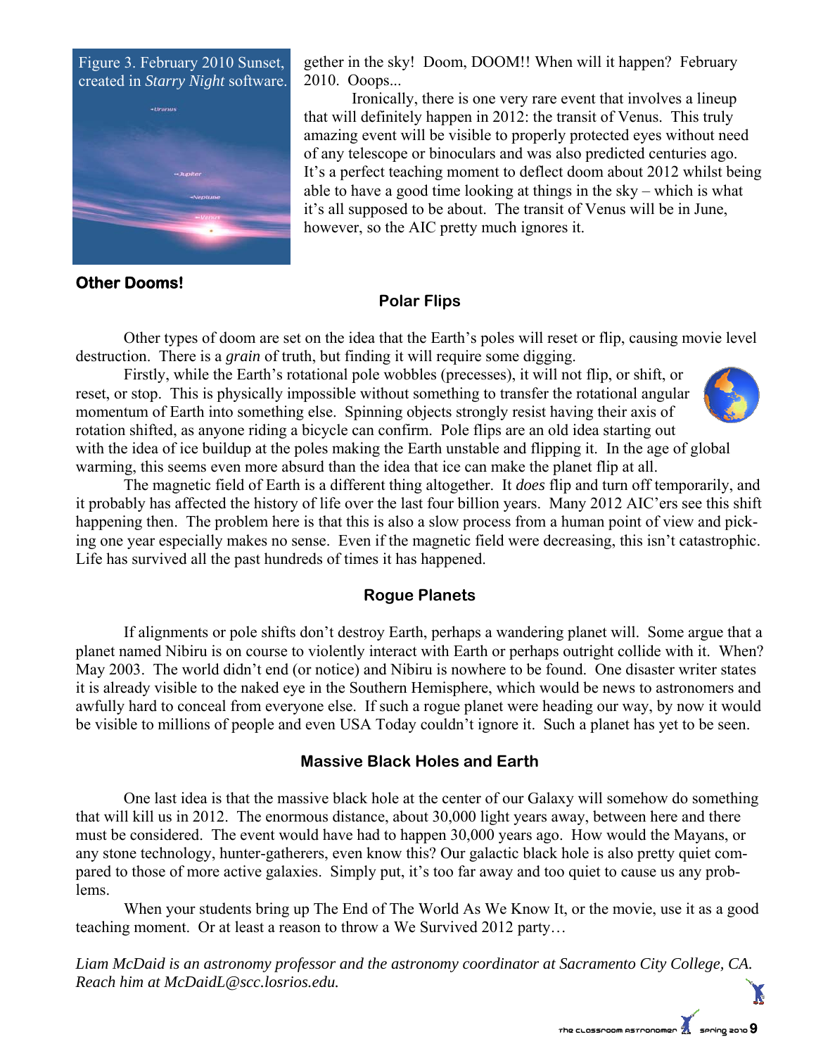Figure 3. February 2010 Sunset, created in *Starry Night* software.

gether in the sky! Doom, DOOM!! When will it happen? February 2010. Ooops...

Ironically, there is one very rare event that involves a lineup that will definitely happen in 2012: the transit of Venus. This truly amazing event will be visible to properly protected eyes without need of any telescope or binoculars and was also predicted centuries ago. It's a perfect teaching moment to deflect doom about 2012 whilst being able to have a good time looking at things in the sky – which is what it's all supposed to be about. The transit of Venus will be in June, however, so the AIC pretty much ignores it.

## Other Dooms!

### Polar Flips

Other types of doom are set on the idea that the Earth's poles will reset or flip, causing movie level destruction. There is a *grain* of truth, but finding it will require some digging.

Firstly, while the Earth's rotational pole wobbles (precesses), it will not flip, or shift, or reset, or stop. This is physically impossible without something to transfer the rotational angular momentum of Earth into something else. Spinning objects strongly resist having their axis of rotation shifted, as anyone riding a bicycle can confirm. Pole flips are an old idea starting out with the idea of ice buildup at the poles making the Earth unstable and flipping it. In the age of global warming, this seems even more absurd than the idea that ice can make the planet flip at all.

The magnetic field of Earth is a different thing altogether. It *does* flip and turn off temporarily, and it probably has affected the history of life over the last four billion years. Many 2012 AIC'ers see this shift happening then. The problem here is that this is also a slow process from a human point of view and picking one year especially makes no sense. Even if the magnetic field were decreasing, this isn't catastrophic. Life has survived all the past hundreds of times it has happened.

### Rogue Planets

If alignments or pole shifts don't destroy Earth, perhaps a wandering planet will. Some argue that a planet named Nibiru is on course to violently interact with Earth or perhaps outright collide with it. When? May 2003. The world didn't end (or notice) and Nibiru is nowhere to be found. One disaster writer states it is already visible to the naked eye in the Southern Hemisphere, which would be news to astronomers and awfully hard to conceal from everyone else. If such a rogue planet were heading our way, by now it would be visible to millions of people and even USA Today couldn't ignore it. Such a planet has yet to be seen.

### Massive Black Holes and Earth

One last idea is that the massive black hole at the center of our Galaxy will somehow do something that will kill us in 2012. The enormous distance, about 30,000 light years away, between here and there must be considered. The event would have had to happen 30,000 years ago. How would the Mayans, or any stone technology, hunter-gatherers, even know this? Our galactic black hole is also pretty quiet compared to those of more active galaxies. Simply put, it's too far away and too quiet to cause us any problems.

When your students bring up The End of The World As We Know It, or the movie, use it as a good teaching moment. Or at least a reason to throw a We Survived 2012 party…

*Liam McDaid is an astronomy professor and the astronomy coordinator at Sacramento City College, CA. Reach him at McDaidL@scc.losrios.edu.*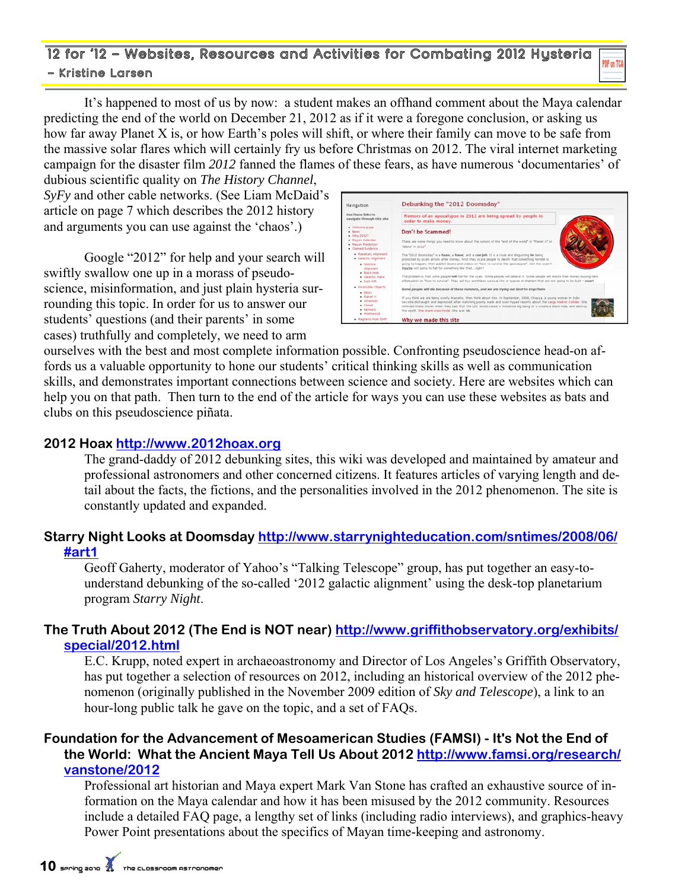## 12 for '12 – Websites, Resources and Activities for Combating 2012 Hysteria

– Kristine Larsen

It's happened to most of us by now: a student makes an offhand comment about the Maya calendar predicting the end of the world on December 21, 2012 as if it were a foregone conclusion, or asking us how far away Planet X is, or how Earth's poles will shift, or where their family can move to be safe from the massive solar flares which will certainly fry us before Christmas on 2012. The viral internet marketing campaign for the disaster film *2012* fanned the flames of these fears, as have numerous 'documentaries' of dubious scientific quality on *The History Channel*, *SyFy* and other cable networks. (See Liam McDaid's article on page 7 which describes the 2012 history and arguments you can use against the 'chaos'.)

Google "2012" for help and your search will swiftly swallow one up in a morass of pseudo-science, misinformation, and just plain hysteria surrounding this topic. In order for us to answer our students' questions (and their parents' in some cases) truthfully and completely, we need to arm ourselves with the best and complete information possible. Confronting pseudoscience head-on affords us a valuable opportunity to hone our students' critical thinking skills as well as communication skills, and demonstrates important connections between science and society. Here are websites which can help you on that path. Then turn to the end of the article for ways you can use these websites as bats and clubs on this pseudoscience piñata.

**2012 Hoax http://www.2012hoax.org**

The grand-daddy of 2012 debunking sites, this wiki was developed and maintained by amateur and professional astronomers and other concerned citizens. It features articles of varying length and detail about the facts, the fictions, and the personalities involved in the 2012 phenomenon. The site is constantly updated and expanded.

**Starry Night Looks at Doomsday http://www.starrynighteducation.com/sntimes/2008/06/#art1**

Geoff Gaherty, moderator of Yahoo's "Talking Telescope" group, has put together an easy-to-understand debunking of the so-called '2012 galactic alignment' using the desk-top planetarium program *Starry Night*.

**The Truth About 2012 (The End is NOT near) http://www.griffithobservatory.org/exhibits/special/2012.html**

E.C. Krupp, noted expert in archaeoastronomy and Director of Los Angeles's Griffith Observatory, has put together a selection of resources on 2012, including an historical overview of the 2012 phenomenon (originally published in the November 2009 edition of *Sky and Telescope*), a link to an hour-long public talk he gave on the topic, and a set of FAQs.

**Foundation for the Advancement of Mesoamerican Studies (FAMSI) - It's Not the End of the World: What the Ancient Maya Tell Us About 2012 http://www.famsi.org/research/vanstone/2012**

Professional art historian and Maya expert Mark Van Stone has crafted an exhaustive source of information on the Maya calendar and how it has been misused by the 2012 community. Resources include a detailed FAQ page, a lengthy set of links (including radio interviews), and graphics-heavy Power Point presentations about the specifics of Mayan time-keeping and astronomy.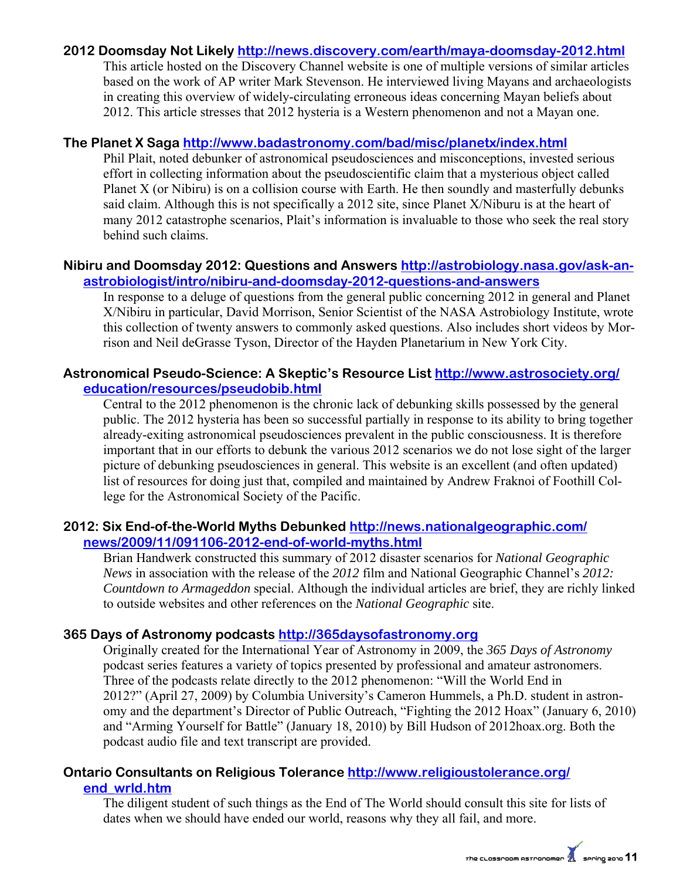**2012 Doomsday Not Likely http://news.discovery.com/earth/maya-doomsday-2012.html**

This article hosted on the Discovery Channel website is one of multiple versions of similar articles based on the work of AP writer Mark Stevenson. He interviewed living Mayans and archaeologists in creating this overview of widely-circulating erroneous ideas concerning Mayan beliefs about 2012. This article stresses that 2012 hysteria is a Western phenomenon and not a Mayan one.

**The Planet X Saga http://www.badastronomy.com/bad/misc/planetx/index.html**

Phil Plait, noted debunker of astronomical pseudosciences and misconceptions, invested serious effort in collecting information about the pseudoscientific claim that a mysterious object called Planet X (or Nibiru) is on a collision course with Earth. He then soundly and masterfully debunks said claim. Although this is not specifically a 2012 site, since Planet X/Niburu is at the heart of many 2012 catastrophe scenarios, Plait's information is invaluable to those who seek the real story behind such claims.

**Nibiru and Doomsday 2012: Questions and Answers http://astrobiology.nasa.gov/ask-an-astrobiologist/intro/nibiru-and-doomsday-2012-questions-and-answers**

In response to a deluge of questions from the general public concerning 2012 in general and Planet X/Nibiru in particular, David Morrison, Senior Scientist of the NASA Astrobiology Institute, wrote this collection of twenty answers to commonly asked questions. Also includes short videos by Morrison and Neil deGrasse Tyson, Director of the Hayden Planetarium in New York City.

**Astronomical Pseudo-Science: A Skeptic's Resource List http://www.astrosociety.org/education/resources/pseudobib.html**

Central to the 2012 phenomenon is the chronic lack of debunking skills possessed by the general public. The 2012 hysteria has been so successful partially in response to its ability to bring together already-exiting astronomical pseudosciences prevalent in the public consciousness. It is therefore important that in our efforts to debunk the various 2012 scenarios we do not lose sight of the larger picture of debunking pseudosciences in general. This website is an excellent (and often updated) list of resources for doing just that, compiled and maintained by Andrew Fraknoi of Foothill College for the Astronomical Society of the Pacific.

**2012: Six End-of-the-World Myths Debunked http://news.nationalgeographic.com/news/2009/11/091106-2012-end-of-world-myths.html**

Brian Handwerk constructed this summary of 2012 disaster scenarios for *National Geographic News* in association with the release of the *2012* film and National Geographic Channel's *2012: Countdown to Armageddon* special. Although the individual articles are brief, they are richly linked to outside websites and other references on the *National Geographic* site.

**365 Days of Astronomy podcasts http://365daysofastronomy.org**

Originally created for the International Year of Astronomy in 2009, the *365 Days of Astronomy* podcast series features a variety of topics presented by professional and amateur astronomers. Three of the podcasts relate directly to the 2012 phenomenon: "Will the World End in 2012?" (April 27, 2009) by Columbia University's Cameron Hummels, a Ph.D. student in astronomy and the department's Director of Public Outreach, "Fighting the 2012 Hoax" (January 6, 2010) and "Arming Yourself for Battle" (January 18, 2010) by Bill Hudson of 2012hoax.org. Both the podcast audio file and text transcript are provided.

**Ontario Consultants on Religious Tolerance http://www.religioustolerance.org/end_wrld.htm**

The diligent student of such things as the End of The World should consult this site for lists of dates when we should have ended our world, reasons why they all fail, and more.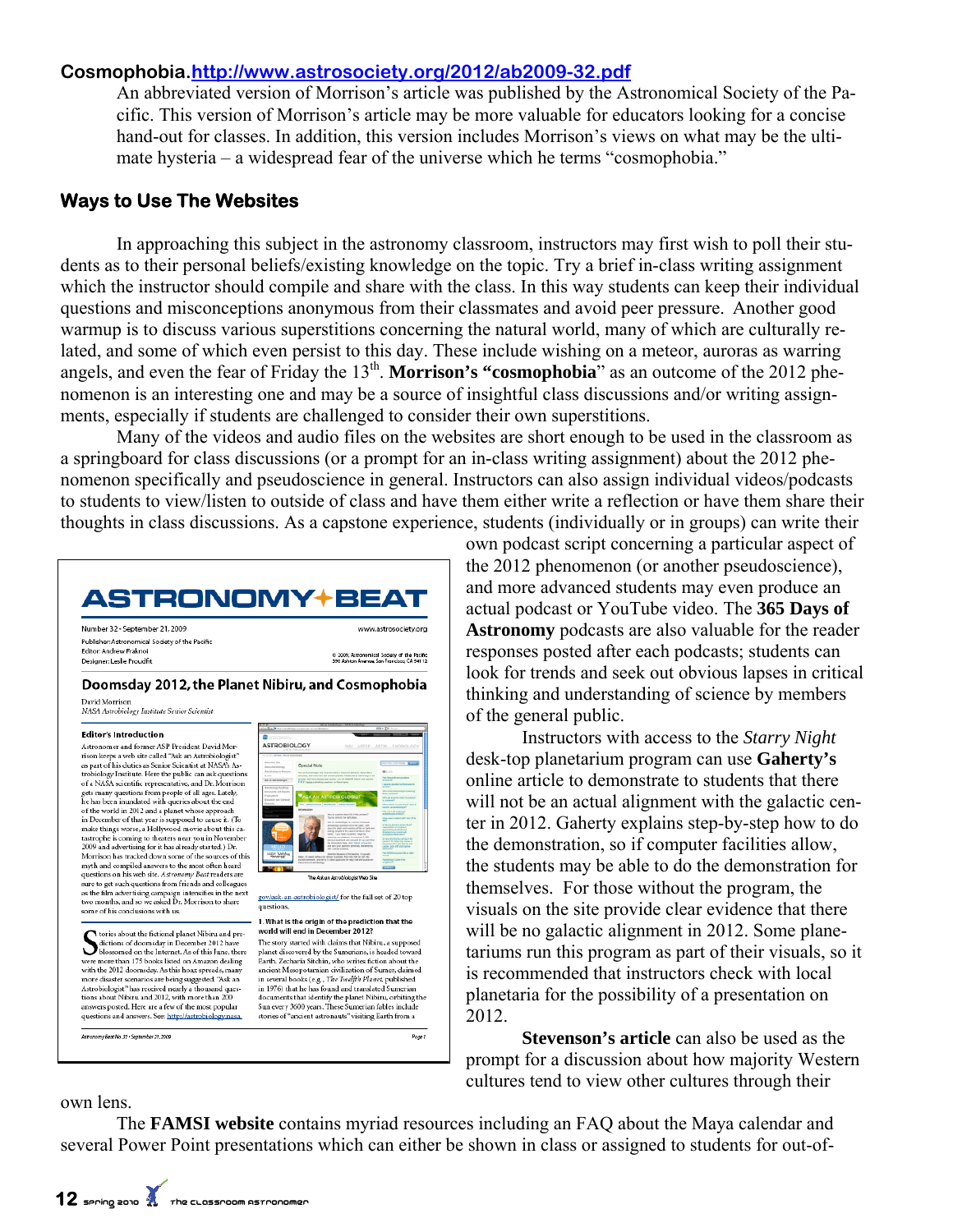**Cosmophobia.** http://www.astrosociety.org/2012/ab2009-32.pdf

An abbreviated version of Morrison's article was published by the Astronomical Society of the Pacific. This version of Morrison's article may be more valuable for educators looking for a concise hand-out for classes. In addition, this version includes Morrison's views on what may be the ultimate hysteria – a widespread fear of the universe which he terms "cosmophobia."

## Ways to Use The Websites

In approaching this subject in the astronomy classroom, instructors may first wish to poll their students as to their personal beliefs/existing knowledge on the topic. Try a brief in-class writing assignment which the instructor should compile and share with the class. In this way students can keep their individual questions and misconceptions anonymous from their classmates and avoid peer pressure. Another good warmup is to discuss various superstitions concerning the natural world, many of which are culturally related, and some of which even persist to this day. These include wishing on a meteor, auroras as warring angels, and even the fear of Friday the 13th. **Morrison's "cosmophobia**" as an outcome of the 2012 phenomenon is an interesting one and may be a source of insightful class discussions and/or writing assignments, especially if students are challenged to consider their own superstitions.

Many of the videos and audio files on the websites are short enough to be used in the classroom as a springboard for class discussions (or a prompt for an in-class writing assignment) about the 2012 phenomenon specifically and pseudoscience in general. Instructors can also assign individual videos/podcasts to students to view/listen to outside of class and have them either write a reflection or have them share their thoughts in class discussions. As a capstone experience, students (individually or in groups) can write their own podcast script concerning a particular aspect of the 2012 phenomenon (or another pseudoscience), and more advanced students may even produce an actual podcast or YouTube video. The **365 Days of Astronomy** podcasts are also valuable for the reader responses posted after each podcasts; students can look for trends and seek out obvious lapses in critical thinking and understanding of science by members of the general public.

Instructors with access to the *Starry Night* desk-top planetarium program can use **Gaherty's** online article to demonstrate to students that there will not be an actual alignment with the galactic center in 2012. Gaherty explains step-by-step how to do the demonstration, so if computer facilities allow, the students may be able to do the demonstration for themselves. For those without the program, the visuals on the site provide clear evidence that there will be no galactic alignment in 2012. Some planetariums run this program as part of their visuals, so it is recommended that instructors check with local planetaria for the possibility of a presentation on 2012.

**Stevenson's article** can also be used as the prompt for a discussion about how majority Western cultures tend to view other cultures through their own lens.

The **FAMSI website** contains myriad resources including an FAQ about the Maya calendar and several Power Point presentations which can either be shown in class or assigned to students for out-of-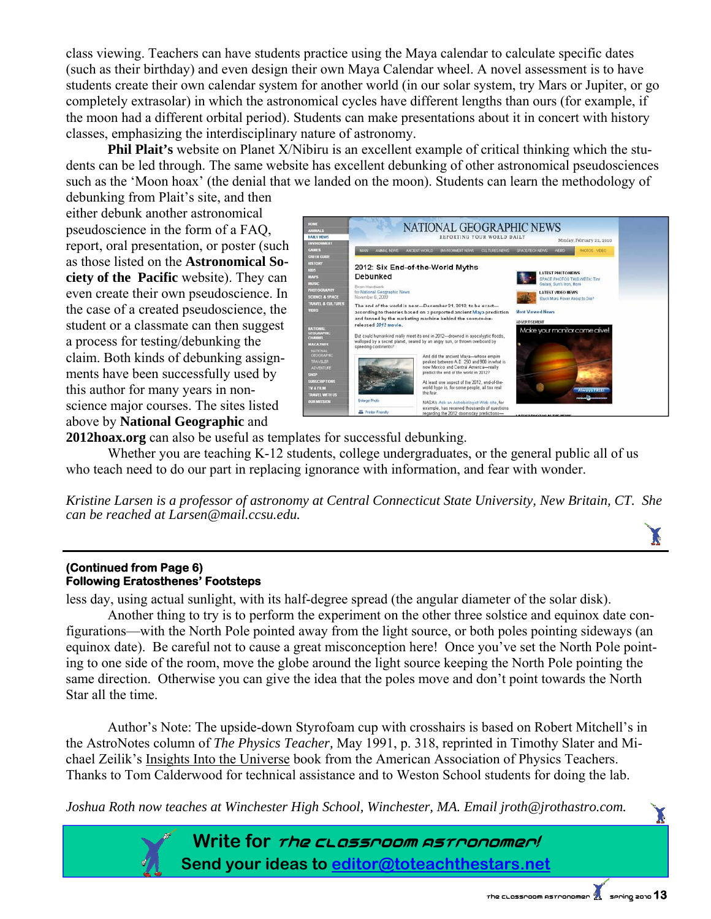class viewing. Teachers can have students practice using the Maya calendar to calculate specific dates (such as their birthday) and even design their own Maya Calendar wheel. A novel assessment is to have students create their own calendar system for another world (in our solar system, try Mars or Jupiter, or go completely extrasolar) in which the astronomical cycles have different lengths than ours (for example, if the moon had a different orbital period). Students can make presentations about it in concert with history classes, emphasizing the interdisciplinary nature of astronomy.

**Phil Plait's** website on Planet X/Nibiru is an excellent example of critical thinking which the students can be led through. The same website has excellent debunking of other astronomical pseudosciences such as the 'Moon hoax' (the denial that we landed on the moon). Students can learn the methodology of debunking from Plait's site, and then either debunk another astronomical pseudoscience in the form of a FAQ, report, oral presentation, or poster (such as those listed on the **Astronomical Society of the Pacific** website). They can even create their own pseudoscience. In the case of a created pseudoscience, the student or a classmate can then suggest a process for testing/debunking the claim. Both kinds of debunking assignments have been successfully used by this author for many years in non-science major courses. The sites listed above by **National Geographic** and **2012hoax.org** can also be useful as templates for successful debunking.

Whether you are teaching K-12 students, college undergraduates, or the general public all of us who teach need to do our part in replacing ignorance with information, and fear with wonder.

*Kristine Larsen is a professor of astronomy at Central Connecticut State University, New Britain, CT. She can be reached at Larsen@mail.ccsu.edu.*

**(Continued from Page 6)**
**Following Eratosthenes' Footsteps**

less day, using actual sunlight, with its half-degree spread (the angular diameter of the solar disk).

Another thing to try is to perform the experiment on the other three solstice and equinox date configurations—with the North Pole pointed away from the light source, or both poles pointing sideways (an equinox date). Be careful not to cause a great misconception here! Once you've set the North Pole pointing to one side of the room, move the globe around the light source keeping the North Pole pointing the same direction. Otherwise you can give the idea that the poles move and don't point towards the North Star all the time.

Author's Note: The upside-down Styrofoam cup with crosshairs is based on Robert Mitchell's in the AstroNotes column of *The Physics Teacher,* May 1991, p. 318, reprinted in Timothy Slater and Michael Zeilik's Insights Into the Universe book from the American Association of Physics Teachers. Thanks to Tom Calderwood for technical assistance and to Weston School students for doing the lab.

*Joshua Roth now teaches at Winchester High School, Winchester, MA. Email jroth@jrothastro.com.*

**Write for *The Classroom Astronomer!***
**Send your ideas to editor@toteachthestars.net**